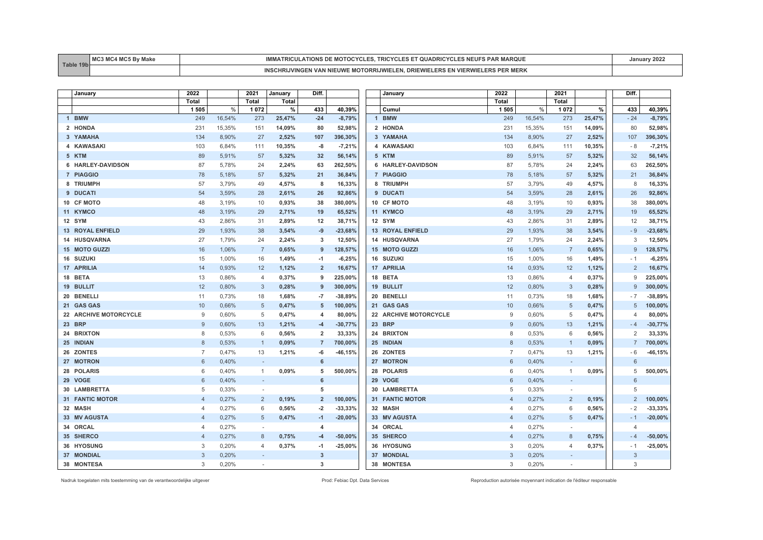| Table 19b | MC3 MC4 MC5 By Make | IMMATRICULATIONS DE MOTOCYCLES, TRICYCLES ET QUADRICYCLES NEUFS PAR MARQUE | January 2022 |
|---|---|---|---|
| | | INSCHRIJVINGEN VAN NIEUWE MOTORRIJWIELEN, DRIEWIELERS EN VIERWIELERS PER MERK | |

| | January | 2022 | | 2021 | January | Diff. | |
|---|---|---|---|---|---|---|---|
| | | Total | | Total | Total | | |
| | | 1 505 | % | 1 072 | % | 433 | 40,39% |
| 1 | BMW | 249 | 16,54% | 273 | 25,47% | -24 | -8,79% |
| 2 | HONDA | 231 | 15,35% | 151 | 14,09% | 80 | 52,98% |
| 3 | YAMAHA | 134 | 8,90% | 27 | 2,52% | 107 | 396,30% |
| 4 | KAWASAKI | 103 | 6,84% | 111 | 10,35% | -8 | -7,21% |
| 5 | KTM | 89 | 5,91% | 57 | 5,32% | 32 | 56,14% |
| 6 | HARLEY-DAVIDSON | 87 | 5,78% | 24 | 2,24% | 63 | 262,50% |
| 7 | PIAGGIO | 78 | 5,18% | 57 | 5,32% | 21 | 36,84% |
| 8 | TRIUMPH | 57 | 3,79% | 49 | 4,57% | 8 | 16,33% |
| 9 | DUCATI | 54 | 3,59% | 28 | 2,61% | 26 | 92,86% |
| 10 | CF MOTO | 48 | 3,19% | 10 | 0,93% | 38 | 380,00% |
| 11 | KYMCO | 48 | 3,19% | 29 | 2,71% | 19 | 65,52% |
| 12 | SYM | 43 | 2,86% | 31 | 2,89% | 12 | 38,71% |
| 13 | ROYAL ENFIELD | 29 | 1,93% | 38 | 3,54% | -9 | -23,68% |
| 14 | HUSQVARNA | 27 | 1,79% | 24 | 2,24% | 3 | 12,50% |
| 15 | MOTO GUZZI | 16 | 1,06% | 7 | 0,65% | 9 | 128,57% |
| 16 | SUZUKI | 15 | 1,00% | 16 | 1,49% | -1 | -6,25% |
| 17 | APRILIA | 14 | 0,93% | 12 | 1,12% | 2 | 16,67% |
| 18 | BETA | 13 | 0,86% | 4 | 0,37% | 9 | 225,00% |
| 19 | BULLIT | 12 | 0,80% | 3 | 0,28% | 9 | 300,00% |
| 20 | BENELLI | 11 | 0,73% | 18 | 1,68% | -7 | -38,89% |
| 21 | GAS GAS | 10 | 0,66% | 5 | 0,47% | 5 | 100,00% |
| 22 | ARCHIVE MOTORCYCLE | 9 | 0,60% | 5 | 0,47% | 4 | 80,00% |
| 23 | BRP | 9 | 0,60% | 13 | 1,21% | -4 | -30,77% |
| 24 | BRIXTON | 8 | 0,53% | 6 | 0,56% | 2 | 33,33% |
| 25 | INDIAN | 8 | 0,53% | 1 | 0,09% | 7 | 700,00% |
| 26 | ZONTES | 7 | 0,47% | 13 | 1,21% | -6 | -46,15% |
| 27 | MOTRON | 6 | 0,40% | - | | 6 | |
| 28 | POLARIS | 6 | 0,40% | 1 | 0,09% | 5 | 500,00% |
| 29 | VOGE | 6 | 0,40% | - | | 6 | |
| 30 | LAMBRETTA | 5 | 0,33% | - | | 5 | |
| 31 | FANTIC MOTOR | 4 | 0,27% | 2 | 0,19% | 2 | 100,00% |
| 32 | MASH | 4 | 0,27% | 6 | 0,56% | -2 | -33,33% |
| 33 | MV AGUSTA | 4 | 0,27% | 5 | 0,47% | -1 | -20,00% |
| 34 | ORCAL | 4 | 0,27% | - | | 4 | |
| 35 | SHERCO | 4 | 0,27% | 8 | 0,75% | -4 | -50,00% |
| 36 | HYOSUNG | 3 | 0,20% | 4 | 0,37% | -1 | -25,00% |
| 37 | MONDIAL | 3 | 0,20% | - | | 3 | |
| 38 | MONTESA | 3 | 0,20% | - | | 3 | |

| | January | 2022 | | 2021 | | Diff. | |
|---|---|---|---|---|---|---|---|
| | | Total | | Total | | | |
| | Cumul | 1 505 | % | 1 072 | % | 433 | 40,39% |
| 1 | BMW | 249 | 16,54% | 273 | 25,47% | - 24 | -8,79% |
| 2 | HONDA | 231 | 15,35% | 151 | 14,09% | 80 | 52,98% |
| 3 | YAMAHA | 134 | 8,90% | 27 | 2,52% | 107 | 396,30% |
| 4 | KAWASAKI | 103 | 6,84% | 111 | 10,35% | - 8 | -7,21% |
| 5 | KTM | 89 | 5,91% | 57 | 5,32% | 32 | 56,14% |
| 6 | HARLEY-DAVIDSON | 87 | 5,78% | 24 | 2,24% | 63 | 262,50% |
| 7 | PIAGGIO | 78 | 5,18% | 57 | 5,32% | 21 | 36,84% |
| 8 | TRIUMPH | 57 | 3,79% | 49 | 4,57% | 8 | 16,33% |
| 9 | DUCATI | 54 | 3,59% | 28 | 2,61% | 26 | 92,86% |
| 10 | CF MOTO | 48 | 3,19% | 10 | 0,93% | 38 | 380,00% |
| 11 | KYMCO | 48 | 3,19% | 29 | 2,71% | 19 | 65,52% |
| 12 | SYM | 43 | 2,86% | 31 | 2,89% | 12 | 38,71% |
| 13 | ROYAL ENFIELD | 29 | 1,93% | 38 | 3,54% | - 9 | -23,68% |
| 14 | HUSQVARNA | 27 | 1,79% | 24 | 2,24% | 3 | 12,50% |
| 15 | MOTO GUZZI | 16 | 1,06% | 7 | 0,65% | 9 | 128,57% |
| 16 | SUZUKI | 15 | 1,00% | 16 | 1,49% | - 1 | -6,25% |
| 17 | APRILIA | 14 | 0,93% | 12 | 1,12% | 2 | 16,67% |
| 18 | BETA | 13 | 0,86% | 4 | 0,37% | 9 | 225,00% |
| 19 | BULLIT | 12 | 0,80% | 3 | 0,28% | 9 | 300,00% |
| 20 | BENELLI | 11 | 0,73% | 18 | 1,68% | - 7 | -38,89% |
| 21 | GAS GAS | 10 | 0,66% | 5 | 0,47% | 5 | 100,00% |
| 22 | ARCHIVE MOTORCYCLE | 9 | 0,60% | 5 | 0,47% | 4 | 80,00% |
| 23 | BRP | 9 | 0,60% | 13 | 1,21% | - 4 | -30,77% |
| 24 | BRIXTON | 8 | 0,53% | 6 | 0,56% | 2 | 33,33% |
| 25 | INDIAN | 8 | 0,53% | 1 | 0,09% | 7 | 700,00% |
| 26 | ZONTES | 7 | 0,47% | 13 | 1,21% | - 6 | -46,15% |
| 27 | MOTRON | 6 | 0,40% | - | | 6 | |
| 28 | POLARIS | 6 | 0,40% | 1 | 0,09% | 5 | 500,00% |
| 29 | VOGE | 6 | 0,40% | - | | 6 | |
| 30 | LAMBRETTA | 5 | 0,33% | - | | 5 | |
| 31 | FANTIC MOTOR | 4 | 0,27% | 2 | 0,19% | 2 | 100,00% |
| 32 | MASH | 4 | 0,27% | 6 | 0,56% | - 2 | -33,33% |
| 33 | MV AGUSTA | 4 | 0,27% | 5 | 0,47% | - 1 | -20,00% |
| 34 | ORCAL | 4 | 0,27% | - | | 4 | |
| 35 | SHERCO | 4 | 0,27% | 8 | 0,75% | - 4 | -50,00% |
| 36 | HYOSUNG | 3 | 0,20% | 4 | 0,37% | - 1 | -25,00% |
| 37 | MONDIAL | 3 | 0,20% | - | | 3 | |
| 38 | MONTESA | 3 | 0,20% | - | | 3 | |

Nadruk toegelaten mits toestemming van de verantwoordelijke uitgever

Prod: Febiac Dpt. Data Services

Reproduction autorisée moyennant indication de l'éditeur responsable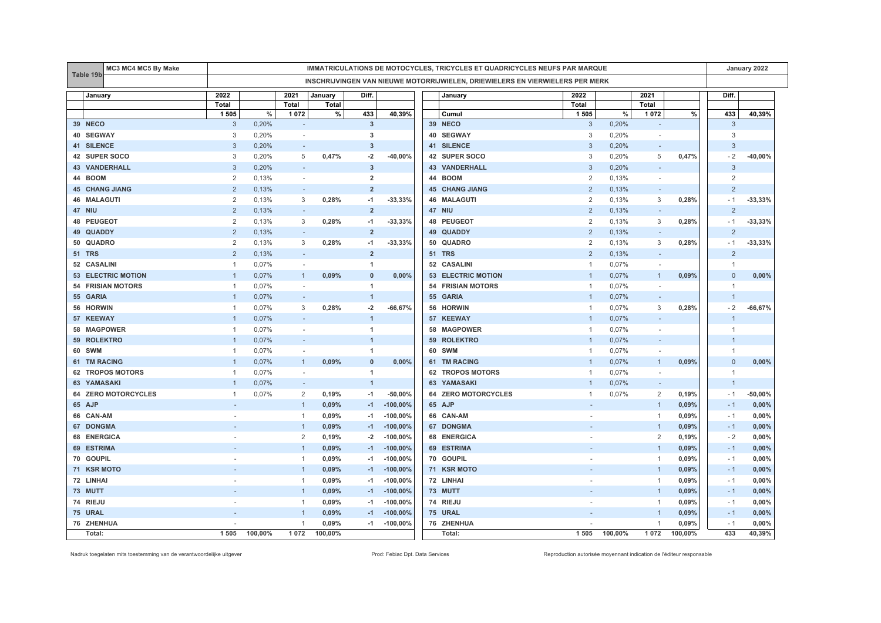| Table 19b | MC3 MC4 MC5 By Make | IMMATRICULATIONS DE MOTOCYCLES, TRICYCLES ET QUADRICYCLES NEUFS PAR MARQUE | January 2022 |
|---|---|---|---|
| | | INSCHRIJVINGEN VAN NIEUWE MOTORRIJWIELEN, DRIEWIELERS EN VIERWIELERS PER MERK | |

| | January | 2022 | | 2021 | January | Diff. | | | January | 2022 | | 2021 | | Diff. | |
|---|---|---|---|---|---|---|---|---|---|---|---|---|---|---|---|
| | | Total | | Total | Total | | | | | Total | | Total | | | |
| | | 1 505 | % | 1 072 | % | 433 | 40,39% | | Cumul | 1 505 | % | 1 072 | % | 433 | 40,39% |
| 39 | NECO | 3 | 0,20% | - | | 3 | | 39 | NECO | 3 | 0,20% | - | | 3 | |
| 40 | SEGWAY | 3 | 0,20% | - | | 3 | | 40 | SEGWAY | 3 | 0,20% | - | | 3 | |
| 41 | SILENCE | 3 | 0,20% | - | | 3 | | 41 | SILENCE | 3 | 0,20% | - | | 3 | |
| 42 | SUPER SOCO | 3 | 0,20% | 5 | 0,47% | -2 | -40,00% | 42 | SUPER SOCO | 3 | 0,20% | 5 | 0,47% | - 2 | -40,00% |
| 43 | VANDERHALL | 3 | 0,20% | - | | 3 | | 43 | VANDERHALL | 3 | 0,20% | - | | 3 | |
| 44 | BOOM | 2 | 0,13% | - | | 2 | | 44 | BOOM | 2 | 0,13% | - | | 2 | |
| 45 | CHANG JIANG | 2 | 0,13% | - | | 2 | | 45 | CHANG JIANG | 2 | 0,13% | - | | 2 | |
| 46 | MALAGUTI | 2 | 0,13% | 3 | 0,28% | -1 | -33,33% | 46 | MALAGUTI | 2 | 0,13% | 3 | 0,28% | - 1 | -33,33% |
| 47 | NIU | 2 | 0,13% | - | | 2 | | 47 | NIU | 2 | 0,13% | - | | 2 | |
| 48 | PEUGEOT | 2 | 0,13% | 3 | 0,28% | -1 | -33,33% | 48 | PEUGEOT | 2 | 0,13% | 3 | 0,28% | - 1 | -33,33% |
| 49 | QUADDY | 2 | 0,13% | - | | 2 | | 49 | QUADDY | 2 | 0,13% | - | | 2 | |
| 50 | QUADRO | 2 | 0,13% | 3 | 0,28% | -1 | -33,33% | 50 | QUADRO | 2 | 0,13% | 3 | 0,28% | - 1 | -33,33% |
| 51 | TRS | 2 | 0,13% | - | | 2 | | 51 | TRS | 2 | 0,13% | - | | 2 | |
| 52 | CASALINI | 1 | 0,07% | - | | 1 | | 52 | CASALINI | 1 | 0,07% | - | | 1 | |
| 53 | ELECTRIC MOTION | 1 | 0,07% | 1 | 0,09% | 0 | 0,00% | 53 | ELECTRIC MOTION | 1 | 0,07% | 1 | 0,09% | 0 | 0,00% |
| 54 | FRISIAN MOTORS | 1 | 0,07% | - | | 1 | | 54 | FRISIAN MOTORS | 1 | 0,07% | - | | 1 | |
| 55 | GARIA | 1 | 0,07% | - | | 1 | | 55 | GARIA | 1 | 0,07% | - | | 1 | |
| 56 | HORWIN | 1 | 0,07% | 3 | 0,28% | -2 | -66,67% | 56 | HORWIN | 1 | 0,07% | 3 | 0,28% | - 2 | -66,67% |
| 57 | KEEWAY | 1 | 0,07% | - | | 1 | | 57 | KEEWAY | 1 | 0,07% | - | | 1 | |
| 58 | MAGPOWER | 1 | 0,07% | - | | 1 | | 58 | MAGPOWER | 1 | 0,07% | - | | 1 | |
| 59 | ROLEKTRO | 1 | 0,07% | - | | 1 | | 59 | ROLEKTRO | 1 | 0,07% | - | | 1 | |
| 60 | SWM | 1 | 0,07% | - | | 1 | | 60 | SWM | 1 | 0,07% | - | | 1 | |
| 61 | TM RACING | 1 | 0,07% | 1 | 0,09% | 0 | 0,00% | 61 | TM RACING | 1 | 0,07% | 1 | 0,09% | 0 | 0,00% |
| 62 | TROPOS MOTORS | 1 | 0,07% | - | | 1 | | 62 | TROPOS MOTORS | 1 | 0,07% | - | | 1 | |
| 63 | YAMASAKI | 1 | 0,07% | - | | 1 | | 63 | YAMASAKI | 1 | 0,07% | - | | 1 | |
| 64 | ZERO MOTORCYCLES | 1 | 0,07% | 2 | 0,19% | -1 | -50,00% | 64 | ZERO MOTORCYCLES | 1 | 0,07% | 2 | 0,19% | - 1 | -50,00% |
| 65 | AJP | - | | 1 | 0,09% | -1 | -100,00% | 65 | AJP | - | | 1 | 0,09% | - 1 | 0,00% |
| 66 | CAN-AM | - | | 1 | 0,09% | -1 | -100,00% | 66 | CAN-AM | - | | 1 | 0,09% | - 1 | 0,00% |
| 67 | DONGMA | - | | 1 | 0,09% | -1 | -100,00% | 67 | DONGMA | - | | 1 | 0,09% | - 1 | 0,00% |
| 68 | ENERGICA | - | | 2 | 0,19% | -2 | -100,00% | 68 | ENERGICA | - | | 2 | 0,19% | - 2 | 0,00% |
| 69 | ESTRIMA | - | | 1 | 0,09% | -1 | -100,00% | 69 | ESTRIMA | - | | 1 | 0,09% | - 1 | 0,00% |
| 70 | GOUPIL | - | | 1 | 0,09% | -1 | -100,00% | 70 | GOUPIL | - | | 1 | 0,09% | - 1 | 0,00% |
| 71 | KSR MOTO | - | | 1 | 0,09% | -1 | -100,00% | 71 | KSR MOTO | - | | 1 | 0,09% | - 1 | 0,00% |
| 72 | LINHAI | - | | 1 | 0,09% | -1 | -100,00% | 72 | LINHAI | - | | 1 | 0,09% | - 1 | 0,00% |
| 73 | MUTT | - | | 1 | 0,09% | -1 | -100,00% | 73 | MUTT | - | | 1 | 0,09% | - 1 | 0,00% |
| 74 | RIEJU | - | | 1 | 0,09% | -1 | -100,00% | 74 | RIEJU | - | | 1 | 0,09% | - 1 | 0,00% |
| 75 | URAL | - | | 1 | 0,09% | -1 | -100,00% | 75 | URAL | - | | 1 | 0,09% | - 1 | 0,00% |
| 76 | ZHENHUA | - | | 1 | 0,09% | -1 | -100,00% | 76 | ZHENHUA | - | | 1 | 0,09% | - 1 | 0,00% |
| | Total: | 1 505 | 100,00% | 1 072 | 100,00% | | | | Total: | 1 505 | 100,00% | 1 072 | 100,00% | 433 | 40,39% |

Nadruk toegelaten mits toestemming van de verantwoordelijke uitgever — Prod: Febiac Dpt. Data Services — Reproduction autorisée moyennant indication de l'éditeur responsable